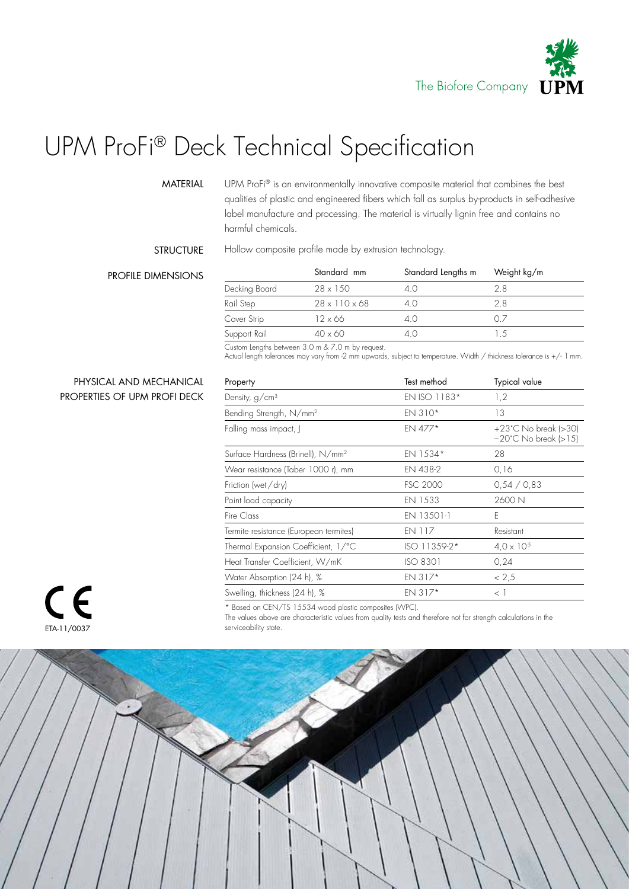The Biofore Company UPM

# UPM ProFi® Deck Technical Specification

**MATERIAL**

UPM ProFi® is an environmentally innovative composite material that combines the best qualities of plastic and engineered fibers which fall as surplus by-products in self-adhesive label manufacture and processing. The material is virtually lignin free and contains no harmful chemicals.

**STRUCTURE**

Hollow composite profile made by extrusion technology.

**PROFILE DIMENSIONS**

| | Standard mm | Standard Lengths m | Weight kg/m |
|---|---|---|---|
| Decking Board | 28 x 150 | 4.0 | 2.8 |
| Rail Step | 28 x 110 x 68 | 4.0 | 2.8 |
| Cover Strip | 12 x 66 | 4.0 | 0.7 |
| Support Rail | 40 x 60 | 4.0 | 1.5 |

Custom lengths between 3.0 m & 7.0 m by request.
Actual length tolerances may vary from -2 mm upwards, subject to temperature. Width / thickness tolerance is +/- 1 mm.

**PHYSICAL AND MECHANICAL PROPERTIES OF UPM PROFI DECK**

| Property | Test method | Typical value |
|---|---|---|
| Density, $g/cm^3$ | EN ISO 1183* | 1,2 |
| Bending Strength, $N/mm^2$ | EN 310* | 13 |
| Falling mass impact, J | EN 477* | +23°C No break (>30)<br>−20°C No break (>15) |
| Surface Hardness (Brinell), $N/mm^2$ | EN 1534* | 28 |
| Wear resistance (Taber 1000 r), mm | EN 438-2 | 0,16 |
| Friction (wet / dry) | FSC 2000 | 0,54 / 0,83 |
| Point load capacity | EN 1533 | 2600 N |
| Fire Class | EN 13501-1 | E |
| Termite resistance (European termites) | EN 117 | Resistant |
| Thermal Expansion Coefficient, 1/°C | ISO 11359-2* | $4{,}0 \times 10^{-5}$ |
| Heat Transfer Coefficient, W/mK | ISO 8301 | 0,24 |
| Water Absorption (24 h), % | EN 317* | < 2,5 |
| Swelling, thickness (24 h), % | EN 317* | < 1 |

\* Based on CEN/TS 15534 wood plastic composites (WPC).
The values above are characteristic values from quality tests and therefore not for strength calculations in the serviceability state.

CE
ETA-11/0037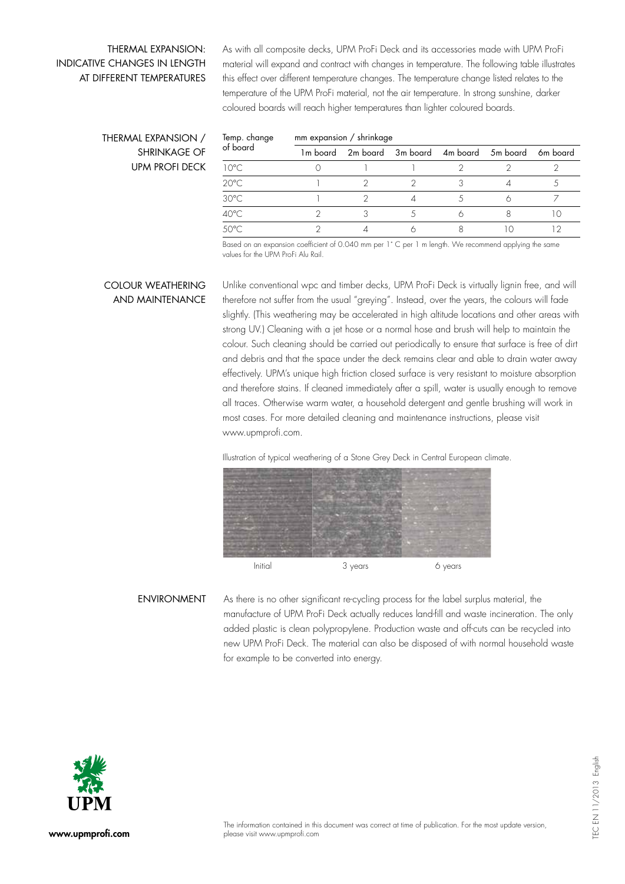## THERMAL EXPANSION: INDICATIVE CHANGES IN LENGTH AT DIFFERENT TEMPERATURES

As with all composite decks, UPM ProFi Deck and its accessories made with UPM ProFi material will expand and contract with changes in temperature. The following table illustrates this effect over different temperature changes. The temperature change listed relates to the temperature of the UPM ProFi material, not the air temperature. In strong sunshine, darker coloured boards will reach higher temperatures than lighter coloured boards.

## THERMAL EXPANSION / SHRINKAGE OF UPM PROFI DECK

| Temp. change of board | mm expansion / shrinkage | | | | | |
|---|---|---|---|---|---|---|
| | 1m board | 2m board | 3m board | 4m board | 5m board | 6m board |
| 10°C | 0 | 1 | 1 | 2 | 2 | 2 |
| 20°C | 1 | 2 | 2 | 3 | 4 | 5 |
| 30°C | 1 | 2 | 4 | 5 | 6 | 7 |
| 40°C | 2 | 3 | 5 | 6 | 8 | 10 |
| 50°C | 2 | 4 | 6 | 8 | 10 | 12 |

Based on an expansion coefficient of 0.040 mm per 1° C per 1 m length. We recommend applying the same values for the UPM ProFi Alu Rail.

## COLOUR WEATHERING AND MAINTENANCE

Unlike conventional wpc and timber decks, UPM ProFi Deck is virtually lignin free, and will therefore not suffer from the usual "greying". Instead, over the years, the colours will fade slightly. (This weathering may be accelerated in high altitude locations and other areas with strong UV.) Cleaning with a jet hose or a normal hose and brush will help to maintain the colour. Such cleaning should be carried out periodically to ensure that surface is free of dirt and debris and that the space under the deck remains clear and able to drain water away effectively. UPM's unique high friction closed surface is very resistant to moisture absorption and therefore stains. If cleaned immediately after a spill, water is usually enough to remove all traces. Otherwise warm water, a household detergent and gentle brushing will work in most cases. For more detailed cleaning and maintenance instructions, please visit www.upmprofi.com.

Illustration of typical weathering of a Stone Grey Deck in Central European climate.

Initial 3 years 6 years

## ENVIRONMENT

As there is no other significant re-cycling process for the label surplus material, the manufacture of UPM ProFi Deck actually reduces land-fill and waste incineration. The only added plastic is clean polypropylene. Production waste and off-cuts can be recycled into new UPM ProFi Deck. The material can also be disposed of with normal household waste for example to be converted into energy.

UPM

www.upmprofi.com

The information contained in this document was correct at time of publication. For the most update version, please visit www.upmprofi.com

TEC EN 11/2013 English